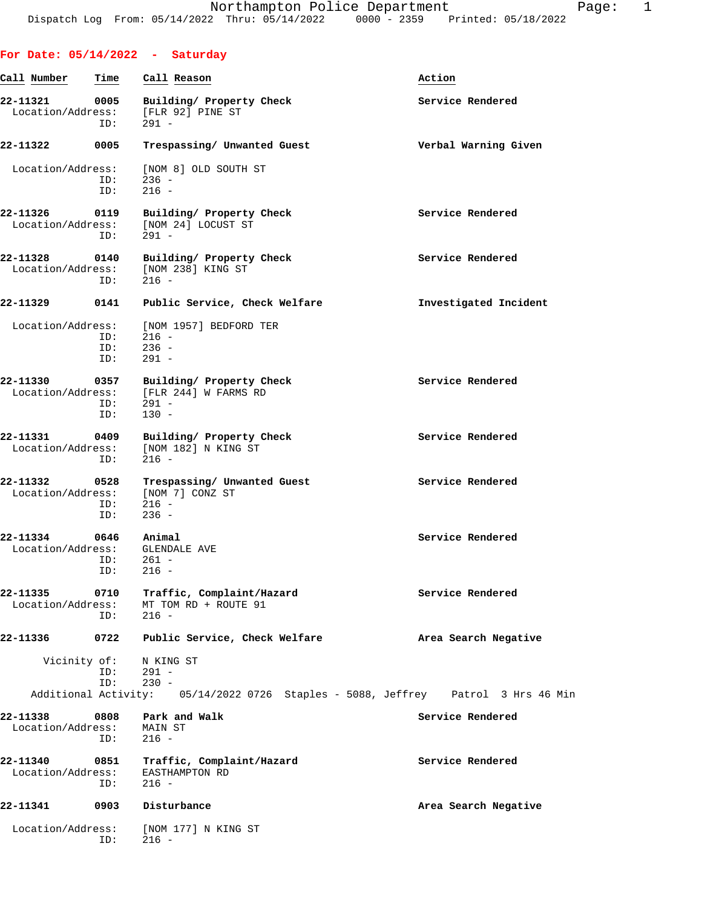Northampton Police Department
Dispatch Log From: 05/14/2022 Thru: 05/14/2022 0000 - 2359 Printed: 05/18/2022

**For Date: 05/14/2022 - Saturday**

| Call Number | Time | Call Reason | Action |
|---|---|---|---|
| **22-11321** | **0005** | **Building/ Property Check** | **Service Rendered** |
| Location/Address: | | [FLR 92] PINE ST | |
| ID: | | 291 - | |
| **22-11322** | **0005** | **Trespassing/ Unwanted Guest** | **Verbal Warning Given** |
| Location/Address: | | [NOM 8] OLD SOUTH ST | |
| ID: | | 236 - | |
| ID: | | 216 - | |
| **22-11326** | **0119** | **Building/ Property Check** | **Service Rendered** |
| Location/Address: | | [NOM 24] LOCUST ST | |
| ID: | | 291 - | |
| **22-11328** | **0140** | **Building/ Property Check** | **Service Rendered** |
| Location/Address: | | [NOM 238] KING ST | |
| ID: | | 216 - | |
| **22-11329** | **0141** | **Public Service, Check Welfare** | **Investigated Incident** |
| Location/Address: | | [NOM 1957] BEDFORD TER | |
| ID: | | 216 - | |
| ID: | | 236 - | |
| ID: | | 291 - | |
| **22-11330** | **0357** | **Building/ Property Check** | **Service Rendered** |
| Location/Address: | | [FLR 244] W FARMS RD | |
| ID: | | 291 - | |
| ID: | | 130 - | |
| **22-11331** | **0409** | **Building/ Property Check** | **Service Rendered** |
| Location/Address: | | [NOM 182] N KING ST | |
| ID: | | 216 - | |
| **22-11332** | **0528** | **Trespassing/ Unwanted Guest** | **Service Rendered** |
| Location/Address: | | [NOM 7] CONZ ST | |
| ID: | | 216 - | |
| ID: | | 236 - | |
| **22-11334** | **0646** | **Animal** | **Service Rendered** |
| Location/Address: | | GLENDALE AVE | |
| ID: | | 261 - | |
| ID: | | 216 - | |
| **22-11335** | **0710** | **Traffic, Complaint/Hazard** | **Service Rendered** |
| Location/Address: | | MT TOM RD + ROUTE 91 | |
| ID: | | 216 - | |
| **22-11336** | **0722** | **Public Service, Check Welfare** | **Area Search Negative** |
| Vicinity of: | | N KING ST | |
| ID: | | 291 - | |
| ID: | | 230 - | |
| Additional Activity: | | 05/14/2022 0726 Staples - 5088, Jeffrey | Patrol 3 Hrs 46 Min |
| **22-11338** | **0808** | **Park and Walk** | **Service Rendered** |
| Location/Address: | | MAIN ST | |
| ID: | | 216 - | |
| **22-11340** | **0851** | **Traffic, Complaint/Hazard** | **Service Rendered** |
| Location/Address: | | EASTHAMPTON RD | |
| ID: | | 216 - | |
| **22-11341** | **0903** | **Disturbance** | **Area Search Negative** |
| Location/Address: | | [NOM 177] N KING ST | |
| ID: | | 216 - | |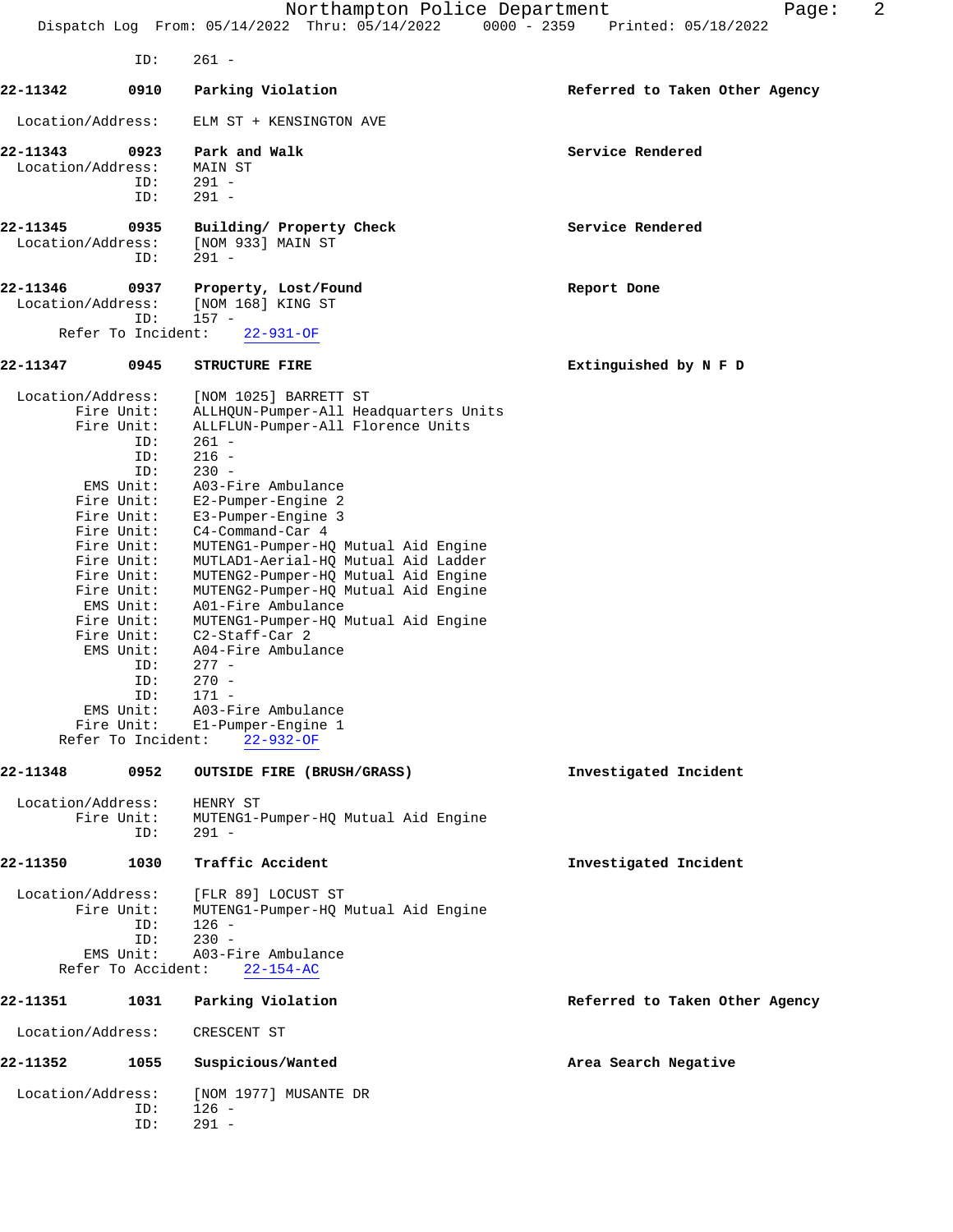ID: 261 -

**22-11342** **0910** **Parking Violation** **Referred to Taken Other Agency**

Location/Address: ELM ST + KENSINGTON AVE

**22-11343** **0923** **Park and Walk** **Service Rendered**

Location/Address: MAIN ST
ID: 291 -
ID: 291 -

**22-11345** **0935** **Building/ Property Check** **Service Rendered**

Location/Address: [NOM 933] MAIN ST
ID: 291 -

**22-11346** **0937** **Property, Lost/Found** **Report Done**

Location/Address: [NOM 168] KING ST
ID: 157 -
Refer To Incident: 22-931-OF

**22-11347** **0945** **STRUCTURE FIRE** **Extinguished by N F D**

Location/Address: [NOM 1025] BARRETT ST
Fire Unit: ALLHQUN-Pumper-All Headquarters Units
Fire Unit: ALLFLUN-Pumper-All Florence Units
ID: 261 -
ID: 216 -
ID: 230 -
EMS Unit: A03-Fire Ambulance
Fire Unit: E2-Pumper-Engine 2
Fire Unit: E3-Pumper-Engine 3
Fire Unit: C4-Command-Car 4
Fire Unit: MUTENG1-Pumper-HQ Mutual Aid Engine
Fire Unit: MUTLAD1-Aerial-HQ Mutual Aid Ladder
Fire Unit: MUTENG2-Pumper-HQ Mutual Aid Engine
Fire Unit: MUTENG2-Pumper-HQ Mutual Aid Engine
EMS Unit: A01-Fire Ambulance
Fire Unit: MUTENG1-Pumper-HQ Mutual Aid Engine
Fire Unit: C2-Staff-Car 2
EMS Unit: A04-Fire Ambulance
ID: 277 -
ID: 270 -
ID: 171 -
EMS Unit: A03-Fire Ambulance
Fire Unit: E1-Pumper-Engine 1
Refer To Incident: 22-932-OF

**22-11348** **0952** **OUTSIDE FIRE (BRUSH/GRASS)** **Investigated Incident**

Location/Address: HENRY ST
Fire Unit: MUTENG1-Pumper-HQ Mutual Aid Engine
ID: 291 -

**22-11350** **1030** **Traffic Accident** **Investigated Incident**

Location/Address: [FLR 89] LOCUST ST
Fire Unit: MUTENG1-Pumper-HQ Mutual Aid Engine
ID: 126 -
ID: 230 -
EMS Unit: A03-Fire Ambulance
Refer To Accident: 22-154-AC

**22-11351** **1031** **Parking Violation** **Referred to Taken Other Agency**

Location/Address: CRESCENT ST

**22-11352** **1055** **Suspicious/Wanted** **Area Search Negative**

Location/Address: [NOM 1977] MUSANTE DR
ID: 126 -
ID: 291 -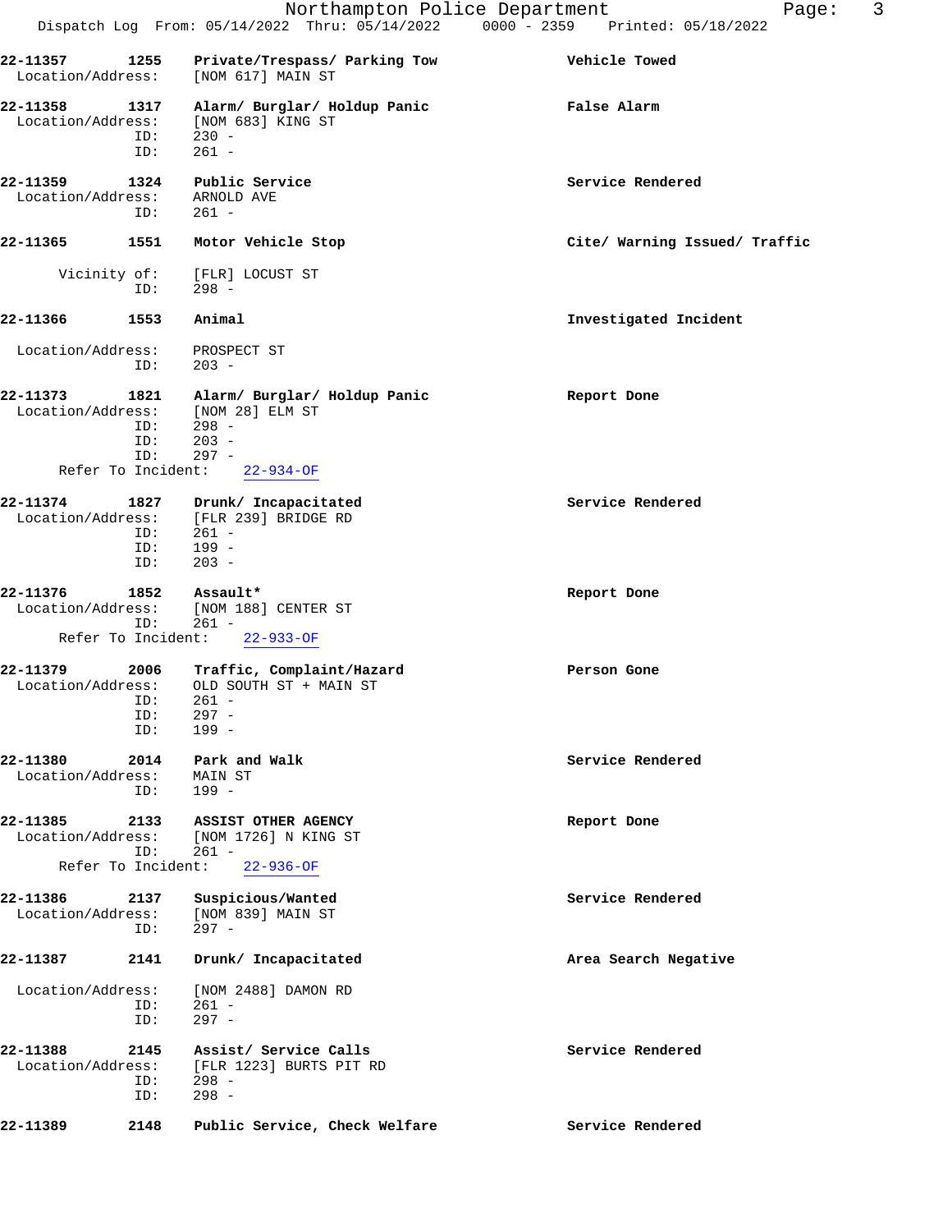22-11357 1255 Private/Trespass/ Parking Tow — Vehicle Towed
Location/Address: [NOM 617] MAIN ST

22-11358 1317 Alarm/ Burglar/ Holdup Panic — False Alarm
Location/Address: [NOM 683] KING ST
ID: 230 -
ID: 261 -

22-11359 1324 Public Service — Service Rendered
Location/Address: ARNOLD AVE
ID: 261 -

22-11365 1551 Motor Vehicle Stop — Cite/ Warning Issued/ Traffic
Vicinity of: [FLR] LOCUST ST
ID: 298 -

22-11366 1553 Animal — Investigated Incident
Location/Address: PROSPECT ST
ID: 203 -

22-11373 1821 Alarm/ Burglar/ Holdup Panic — Report Done
Location/Address: [NOM 28] ELM ST
ID: 298 -
ID: 203 -
ID: 297 -
Refer To Incident: 22-934-OF

22-11374 1827 Drunk/ Incapacitated — Service Rendered
Location/Address: [FLR 239] BRIDGE RD
ID: 261 -
ID: 199 -
ID: 203 -

22-11376 1852 Assault* — Report Done
Location/Address: [NOM 188] CENTER ST
ID: 261 -
Refer To Incident: 22-933-OF

22-11379 2006 Traffic, Complaint/Hazard — Person Gone
Location/Address: OLD SOUTH ST + MAIN ST
ID: 261 -
ID: 297 -
ID: 199 -

22-11380 2014 Park and Walk — Service Rendered
Location/Address: MAIN ST
ID: 199 -

22-11385 2133 ASSIST OTHER AGENCY — Report Done
Location/Address: [NOM 1726] N KING ST
ID: 261 -
Refer To Incident: 22-936-OF

22-11386 2137 Suspicious/Wanted — Service Rendered
Location/Address: [NOM 839] MAIN ST
ID: 297 -

22-11387 2141 Drunk/ Incapacitated — Area Search Negative
Location/Address: [NOM 2488] DAMON RD
ID: 261 -
ID: 297 -

22-11388 2145 Assist/ Service Calls — Service Rendered
Location/Address: [FLR 1223] BURTS PIT RD
ID: 298 -
ID: 298 -

22-11389 2148 Public Service, Check Welfare — Service Rendered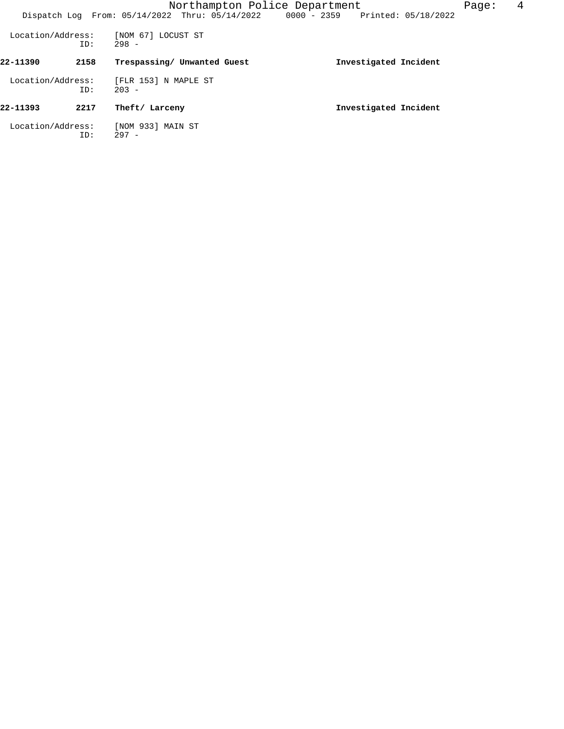Location/Address: [NOM 67] LOCUST ST
ID: 298 -

**22-11390 2158 Trespassing/ Unwanted Guest Investigated Incident**

Location/Address: [FLR 153] N MAPLE ST
ID: 203 -

**22-11393 2217 Theft/ Larceny Investigated Incident**

Location/Address: [NOM 933] MAIN ST
ID: 297 -